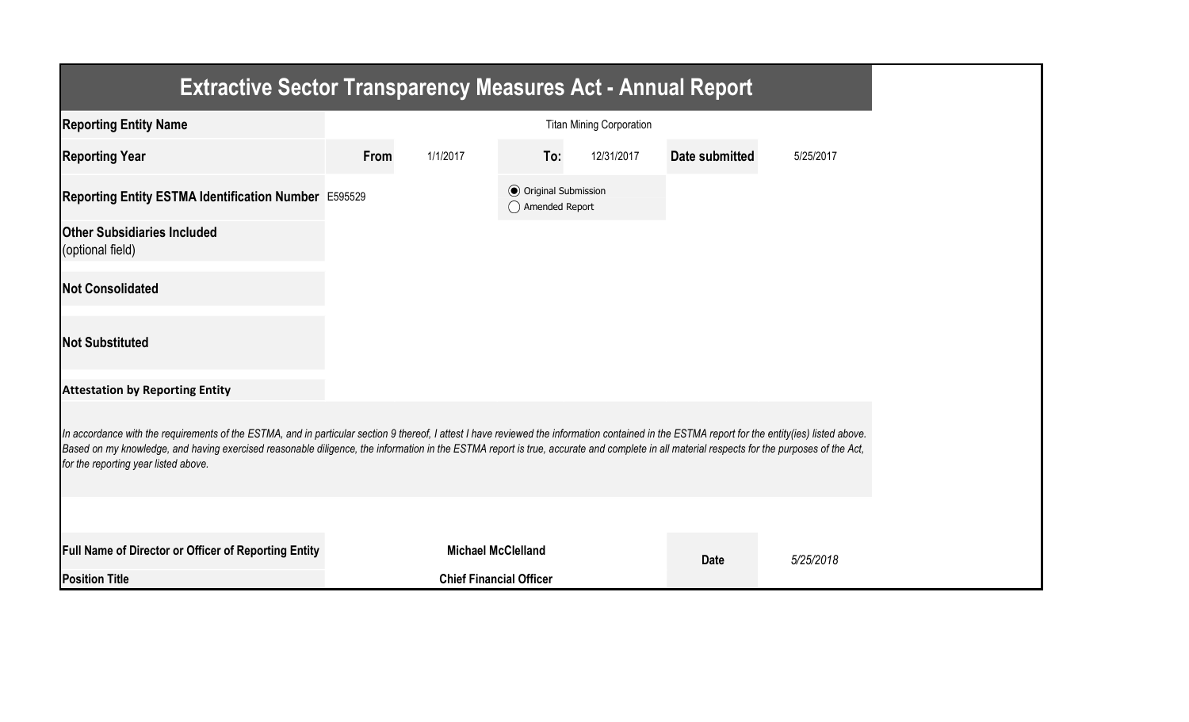# Extractive Sector Transparency Measures Act - Annual Report

| | | | | | | |
|---|---|---|---|---|---|---|
| **Reporting Entity Name** | Titan Mining Corporation | | | | | |
| **Reporting Year** | **From** | 1/1/2017 | **To:** | 12/31/2017 | **Date submitted** | 5/25/2017 |
| **Reporting Entity ESTMA Identification Number** | E595529 | | ◉ Original Submission ○ Amended Report | | | |
| **Other Subsidiaries Included** (optional field) | | | | | | |
| **Not Consolidated** | | | | | | |
| **Not Substituted** | | | | | | |

**Attestation by Reporting Entity**

*In accordance with the requirements of the ESTMA, and in particular section 9 thereof, I attest I have reviewed the information contained in the ESTMA report for the entity(ies) listed above. Based on my knowledge, and having exercised reasonable diligence, the information in the ESTMA report is true, accurate and complete in all material respects for the purposes of the Act, for the reporting year listed above.*

| | | | |
|---|---|---|---|
| **Full Name of Director or Officer of Reporting Entity** | **Michael McClelland** | **Date** | *5/25/2018* |
| **Position Title** | **Chief Financial Officer** | | |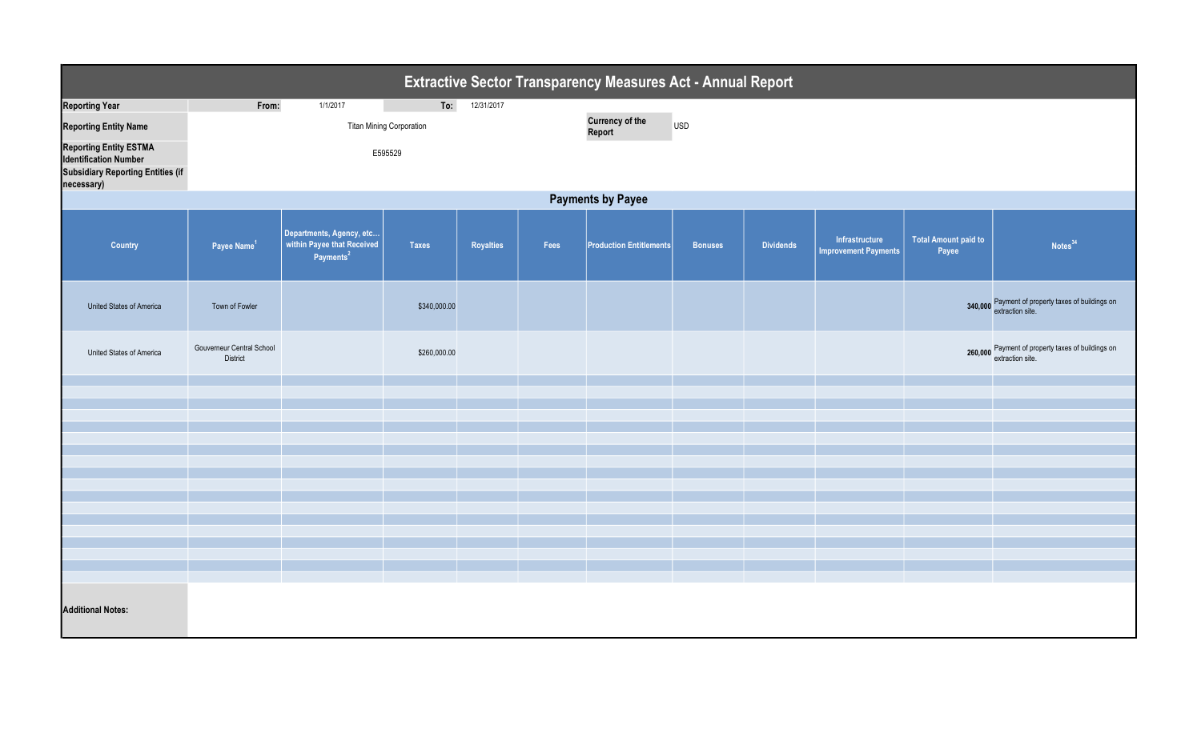# Extractive Sector Transparency Measures Act - Annual Report

| | | | |
|---|---|---|---|
| **Reporting Year** | **From:** 1/1/2017 | **To:** 12/31/2017 | |
| **Reporting Entity Name** | Titan Mining Corporation | **Currency of the Report** | USD |
| **Reporting Entity ESTMA Identification Number** | E595529 | | |
| **Subsidiary Reporting Entities (if necessary)** | | | |

## Payments by Payee

| Country | Payee Name[1] | Departments, Agency, etc... within Payee that Received Payments[2] | Taxes | Royalties | Fees | Production Entitlements | Bonuses | Dividends | Infrastructure Improvement Payments | Total Amount paid to Payee | Notes[34] |
|---|---|---|---|---|---|---|---|---|---|---|---|
| United States of America | Town of Fowler | | $340,000.00 | | | | | | | **340,000** | Payment of property taxes of buildings on extraction site. |
| United States of America | Gouverneur Central School District | | $260,000.00 | | | | | | | **260,000** | Payment of property taxes of buildings on extraction site. |

**Additional Notes:**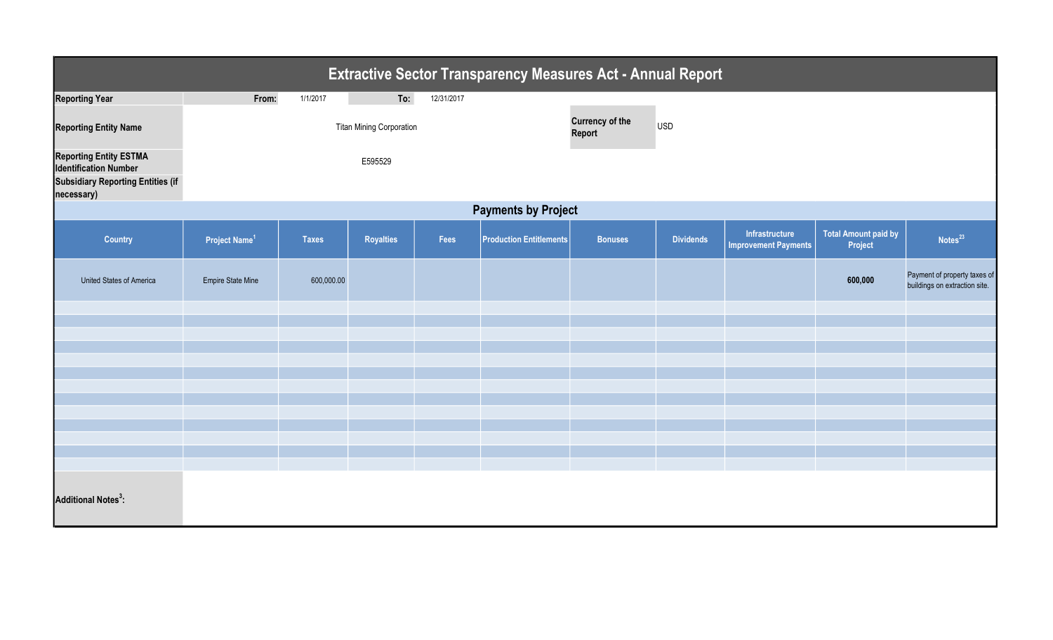# Extractive Sector Transparency Measures Act - Annual Report

| | | | |
|---|---|---|---|
| **Reporting Year** | **From:** 1/1/2017 | **To:** 12/31/2017 | |
| **Reporting Entity Name** | Titan Mining Corporation | **Currency of the Report** | USD |
| **Reporting Entity ESTMA Identification Number** | E595529 | | |
| **Subsidiary Reporting Entities (if necessary)** | | | |

## Payments by Project

| Country | Project Name[1] | Taxes | Royalties | Fees | Production Entitlements | Bonuses | Dividends | Infrastructure Improvement Payments | Total Amount paid by Project | Notes[23] |
|---|---|---|---|---|---|---|---|---|---|---|
| United States of America | Empire State Mine | 600,000.00 | | | | | | | **600,000** | Payment of property taxes of buildings on extraction site. |

**Additional Notes[3]:**